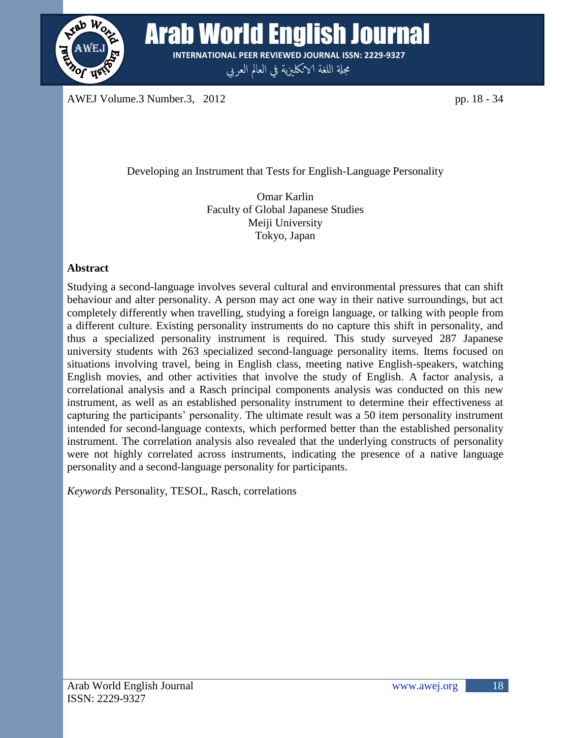# Developing an Instrument that Tests for English-Language Personality

Omar Karlin
Faculty of Global Japanese Studies
Meiji University
Tokyo, Japan

## Abstract

Studying a second-language involves several cultural and environmental pressures that can shift behaviour and alter personality. A person may act one way in their native surroundings, but act completely differently when travelling, studying a foreign language, or talking with people from a different culture. Existing personality instruments do no capture this shift in personality, and thus a specialized personality instrument is required. This study surveyed 287 Japanese university students with 263 specialized second-language personality items. Items focused on situations involving travel, being in English class, meeting native English-speakers, watching English movies, and other activities that involve the study of English. A factor analysis, a correlational analysis and a Rasch principal components analysis was conducted on this new instrument, as well as an established personality instrument to determine their effectiveness at capturing the participants' personality. The ultimate result was a 50 item personality instrument intended for second-language contexts, which performed better than the established personality instrument. The correlation analysis also revealed that the underlying constructs of personality were not highly correlated across instruments, indicating the presence of a native language personality and a second-language personality for participants.

*Keywords* Personality, TESOL, Rasch, correlations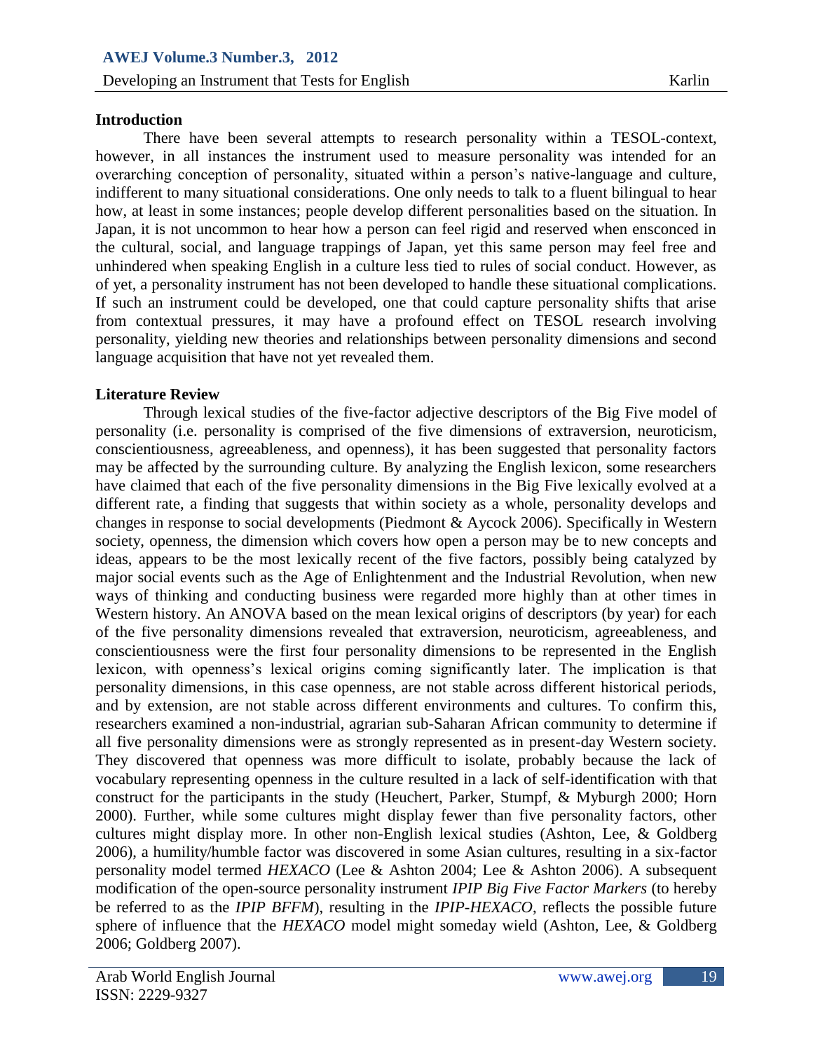## Introduction

There have been several attempts to research personality within a TESOL-context, however, in all instances the instrument used to measure personality was intended for an overarching conception of personality, situated within a person's native-language and culture, indifferent to many situational considerations. One only needs to talk to a fluent bilingual to hear how, at least in some instances; people develop different personalities based on the situation. In Japan, it is not uncommon to hear how a person can feel rigid and reserved when ensconced in the cultural, social, and language trappings of Japan, yet this same person may feel free and unhindered when speaking English in a culture less tied to rules of social conduct. However, as of yet, a personality instrument has not been developed to handle these situational complications. If such an instrument could be developed, one that could capture personality shifts that arise from contextual pressures, it may have a profound effect on TESOL research involving personality, yielding new theories and relationships between personality dimensions and second language acquisition that have not yet revealed them.

## Literature Review

Through lexical studies of the five-factor adjective descriptors of the Big Five model of personality (i.e. personality is comprised of the five dimensions of extraversion, neuroticism, conscientiousness, agreeableness, and openness), it has been suggested that personality factors may be affected by the surrounding culture. By analyzing the English lexicon, some researchers have claimed that each of the five personality dimensions in the Big Five lexically evolved at a different rate, a finding that suggests that within society as a whole, personality develops and changes in response to social developments (Piedmont & Aycock 2006). Specifically in Western society, openness, the dimension which covers how open a person may be to new concepts and ideas, appears to be the most lexically recent of the five factors, possibly being catalyzed by major social events such as the Age of Enlightenment and the Industrial Revolution, when new ways of thinking and conducting business were regarded more highly than at other times in Western history. An ANOVA based on the mean lexical origins of descriptors (by year) for each of the five personality dimensions revealed that extraversion, neuroticism, agreeableness, and conscientiousness were the first four personality dimensions to be represented in the English lexicon, with openness's lexical origins coming significantly later. The implication is that personality dimensions, in this case openness, are not stable across different historical periods, and by extension, are not stable across different environments and cultures. To confirm this, researchers examined a non-industrial, agrarian sub-Saharan African community to determine if all five personality dimensions were as strongly represented as in present-day Western society. They discovered that openness was more difficult to isolate, probably because the lack of vocabulary representing openness in the culture resulted in a lack of self-identification with that construct for the participants in the study (Heuchert, Parker, Stumpf, & Myburgh 2000; Horn 2000). Further, while some cultures might display fewer than five personality factors, other cultures might display more. In other non-English lexical studies (Ashton, Lee, & Goldberg 2006), a humility/humble factor was discovered in some Asian cultures, resulting in a six-factor personality model termed *HEXACO* (Lee & Ashton 2004; Lee & Ashton 2006). A subsequent modification of the open-source personality instrument *IPIP Big Five Factor Markers* (to hereby be referred to as the *IPIP BFFM*), resulting in the *IPIP-HEXACO*, reflects the possible future sphere of influence that the *HEXACO* model might someday wield (Ashton, Lee, & Goldberg 2006; Goldberg 2007).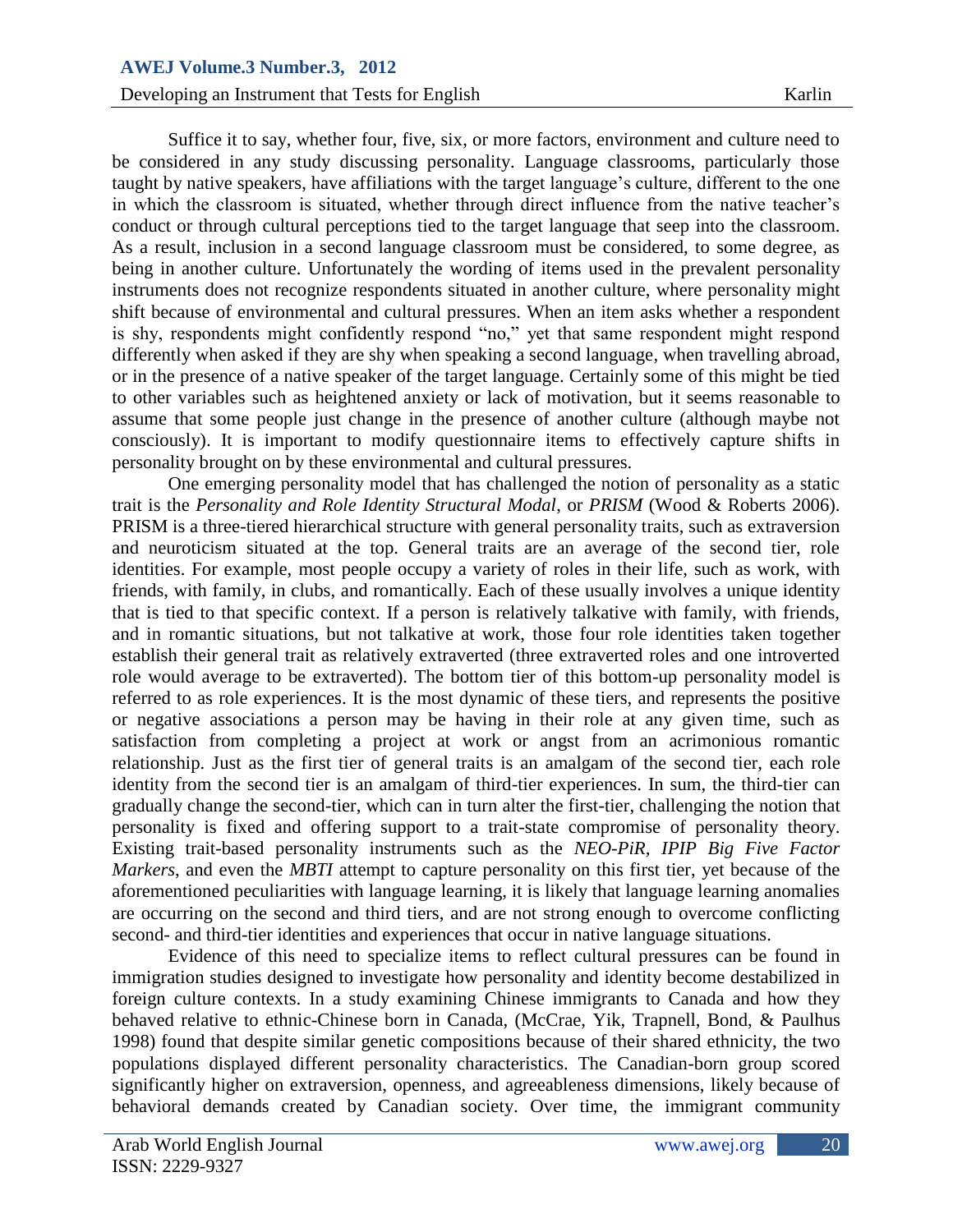Suffice it to say, whether four, five, six, or more factors, environment and culture need to be considered in any study discussing personality. Language classrooms, particularly those taught by native speakers, have affiliations with the target language's culture, different to the one in which the classroom is situated, whether through direct influence from the native teacher's conduct or through cultural perceptions tied to the target language that seep into the classroom. As a result, inclusion in a second language classroom must be considered, to some degree, as being in another culture. Unfortunately the wording of items used in the prevalent personality instruments does not recognize respondents situated in another culture, where personality might shift because of environmental and cultural pressures. When an item asks whether a respondent is shy, respondents might confidently respond "no," yet that same respondent might respond differently when asked if they are shy when speaking a second language, when travelling abroad, or in the presence of a native speaker of the target language. Certainly some of this might be tied to other variables such as heightened anxiety or lack of motivation, but it seems reasonable to assume that some people just change in the presence of another culture (although maybe not consciously). It is important to modify questionnaire items to effectively capture shifts in personality brought on by these environmental and cultural pressures.

One emerging personality model that has challenged the notion of personality as a static trait is the *Personality and Role Identity Structural Modal*, or *PRISM* (Wood & Roberts 2006). PRISM is a three-tiered hierarchical structure with general personality traits, such as extraversion and neuroticism situated at the top. General traits are an average of the second tier, role identities. For example, most people occupy a variety of roles in their life, such as work, with friends, with family, in clubs, and romantically. Each of these usually involves a unique identity that is tied to that specific context. If a person is relatively talkative with family, with friends, and in romantic situations, but not talkative at work, those four role identities taken together establish their general trait as relatively extraverted (three extraverted roles and one introverted role would average to be extraverted). The bottom tier of this bottom-up personality model is referred to as role experiences. It is the most dynamic of these tiers, and represents the positive or negative associations a person may be having in their role at any given time, such as satisfaction from completing a project at work or angst from an acrimonious romantic relationship. Just as the first tier of general traits is an amalgam of the second tier, each role identity from the second tier is an amalgam of third-tier experiences. In sum, the third-tier can gradually change the second-tier, which can in turn alter the first-tier, challenging the notion that personality is fixed and offering support to a trait-state compromise of personality theory. Existing trait-based personality instruments such as the *NEO-PiR*, *IPIP Big Five Factor Markers*, and even the *MBTI* attempt to capture personality on this first tier, yet because of the aforementioned peculiarities with language learning, it is likely that language learning anomalies are occurring on the second and third tiers, and are not strong enough to overcome conflicting second- and third-tier identities and experiences that occur in native language situations.

Evidence of this need to specialize items to reflect cultural pressures can be found in immigration studies designed to investigate how personality and identity become destabilized in foreign culture contexts. In a study examining Chinese immigrants to Canada and how they behaved relative to ethnic-Chinese born in Canada, (McCrae, Yik, Trapnell, Bond, & Paulhus 1998) found that despite similar genetic compositions because of their shared ethnicity, the two populations displayed different personality characteristics. The Canadian-born group scored significantly higher on extraversion, openness, and agreeableness dimensions, likely because of behavioral demands created by Canadian society. Over time, the immigrant community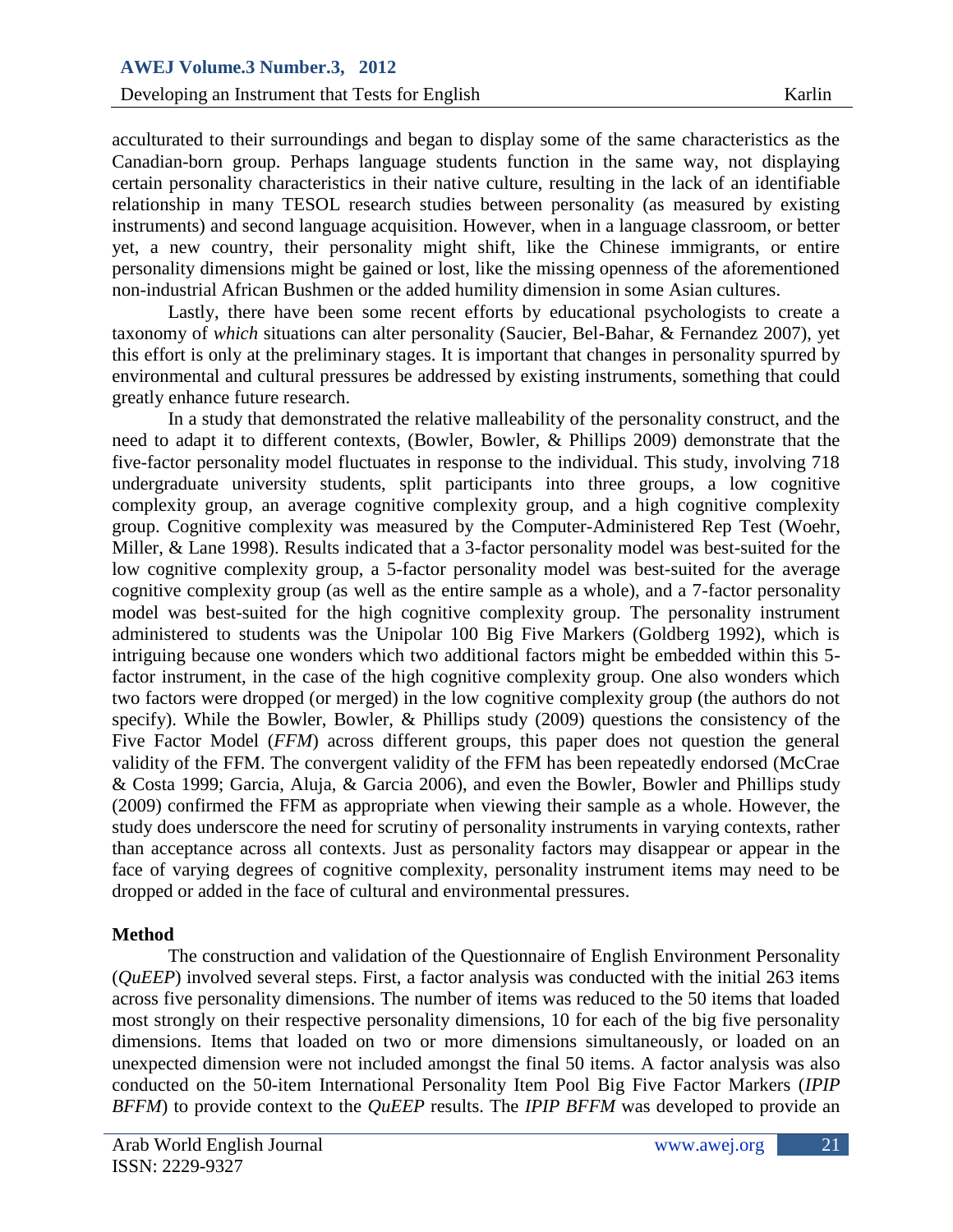acculturated to their surroundings and began to display some of the same characteristics as the Canadian-born group. Perhaps language students function in the same way, not displaying certain personality characteristics in their native culture, resulting in the lack of an identifiable relationship in many TESOL research studies between personality (as measured by existing instruments) and second language acquisition. However, when in a language classroom, or better yet, a new country, their personality might shift, like the Chinese immigrants, or entire personality dimensions might be gained or lost, like the missing openness of the aforementioned non-industrial African Bushmen or the added humility dimension in some Asian cultures.

Lastly, there have been some recent efforts by educational psychologists to create a taxonomy of *which* situations can alter personality (Saucier, Bel-Bahar, & Fernandez 2007), yet this effort is only at the preliminary stages. It is important that changes in personality spurred by environmental and cultural pressures be addressed by existing instruments, something that could greatly enhance future research.

In a study that demonstrated the relative malleability of the personality construct, and the need to adapt it to different contexts, (Bowler, Bowler, & Phillips 2009) demonstrate that the five-factor personality model fluctuates in response to the individual. This study, involving 718 undergraduate university students, split participants into three groups, a low cognitive complexity group, an average cognitive complexity group, and a high cognitive complexity group. Cognitive complexity was measured by the Computer-Administered Rep Test (Woehr, Miller, & Lane 1998). Results indicated that a 3-factor personality model was best-suited for the low cognitive complexity group, a 5-factor personality model was best-suited for the average cognitive complexity group (as well as the entire sample as a whole), and a 7-factor personality model was best-suited for the high cognitive complexity group. The personality instrument administered to students was the Unipolar 100 Big Five Markers (Goldberg 1992), which is intriguing because one wonders which two additional factors might be embedded within this 5-factor instrument, in the case of the high cognitive complexity group. One also wonders which two factors were dropped (or merged) in the low cognitive complexity group (the authors do not specify). While the Bowler, Bowler, & Phillips study (2009) questions the consistency of the Five Factor Model (*FFM*) across different groups, this paper does not question the general validity of the FFM. The convergent validity of the FFM has been repeatedly endorsed (McCrae & Costa 1999; Garcia, Aluja, & Garcia 2006), and even the Bowler, Bowler and Phillips study (2009) confirmed the FFM as appropriate when viewing their sample as a whole. However, the study does underscore the need for scrutiny of personality instruments in varying contexts, rather than acceptance across all contexts. Just as personality factors may disappear or appear in the face of varying degrees of cognitive complexity, personality instrument items may need to be dropped or added in the face of cultural and environmental pressures.

**Method**

The construction and validation of the Questionnaire of English Environment Personality (*QuEEP*) involved several steps. First, a factor analysis was conducted with the initial 263 items across five personality dimensions. The number of items was reduced to the 50 items that loaded most strongly on their respective personality dimensions, 10 for each of the big five personality dimensions. Items that loaded on two or more dimensions simultaneously, or loaded on an unexpected dimension were not included amongst the final 50 items. A factor analysis was also conducted on the 50-item International Personality Item Pool Big Five Factor Markers (*IPIP BFFM*) to provide context to the *QuEEP* results. The *IPIP BFFM* was developed to provide an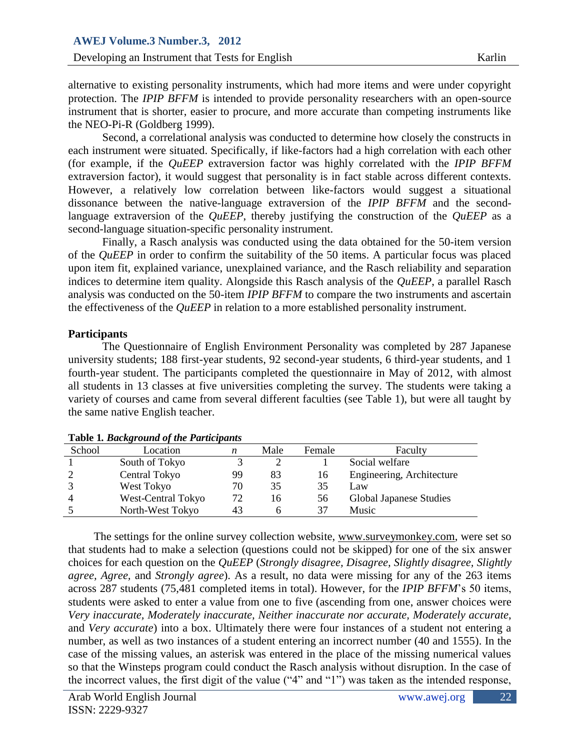alternative to existing personality instruments, which had more items and were under copyright protection. The *IPIP BFFM* is intended to provide personality researchers with an open-source instrument that is shorter, easier to procure, and more accurate than competing instruments like the NEO-Pi-R (Goldberg 1999).

Second, a correlational analysis was conducted to determine how closely the constructs in each instrument were situated. Specifically, if like-factors had a high correlation with each other (for example, if the *QuEEP* extraversion factor was highly correlated with the *IPIP BFFM* extraversion factor), it would suggest that personality is in fact stable across different contexts. However, a relatively low correlation between like-factors would suggest a situational dissonance between the native-language extraversion of the *IPIP BFFM* and the second-language extraversion of the *QuEEP*, thereby justifying the construction of the *QuEEP* as a second-language situation-specific personality instrument.

Finally, a Rasch analysis was conducted using the data obtained for the 50-item version of the *QuEEP* in order to confirm the suitability of the 50 items. A particular focus was placed upon item fit, explained variance, unexplained variance, and the Rasch reliability and separation indices to determine item quality. Alongside this Rasch analysis of the *QuEEP*, a parallel Rasch analysis was conducted on the 50-item *IPIP BFFM* to compare the two instruments and ascertain the effectiveness of the *QuEEP* in relation to a more established personality instrument.

**Participants**

The Questionnaire of English Environment Personality was completed by 287 Japanese university students; 188 first-year students, 92 second-year students, 6 third-year students, and 1 fourth-year student. The participants completed the questionnaire in May of 2012, with almost all students in 13 classes at five universities completing the survey. The students were taking a variety of courses and came from several different faculties (see Table 1), but were all taught by the same native English teacher.

**Table 1.** ***Background of the Participants***

| School | Location | *n* | Male | Female | Faculty |
|---|---|---|---|---|---|
| 1 | South of Tokyo | 3 | 2 | 1 | Social welfare |
| 2 | Central Tokyo | 99 | 83 | 16 | Engineering, Architecture |
| 3 | West Tokyo | 70 | 35 | 35 | Law |
| 4 | West-Central Tokyo | 72 | 16 | 56 | Global Japanese Studies |
| 5 | North-West Tokyo | 43 | 6 | 37 | Music |

The settings for the online survey collection website, www.surveymonkey.com, were set so that students had to make a selection (questions could not be skipped) for one of the six answer choices for each question on the *QuEEP* (*Strongly disagree*, *Disagree*, *Slightly disagree*, *Slightly agree*, *Agree*, and *Strongly agree*). As a result, no data were missing for any of the 263 items across 287 students (75,481 completed items in total). However, for the *IPIP BFFM*'s 50 items, students were asked to enter a value from one to five (ascending from one, answer choices were *Very inaccurate*, *Moderately inaccurate*, *Neither inaccurate nor accurate*, *Moderately accurate*, and *Very accurate*) into a box. Ultimately there were four instances of a student not entering a number, as well as two instances of a student entering an incorrect number (40 and 1555). In the case of the missing values, an asterisk was entered in the place of the missing numerical values so that the Winsteps program could conduct the Rasch analysis without disruption. In the case of the incorrect values, the first digit of the value ("4" and "1") was taken as the intended response,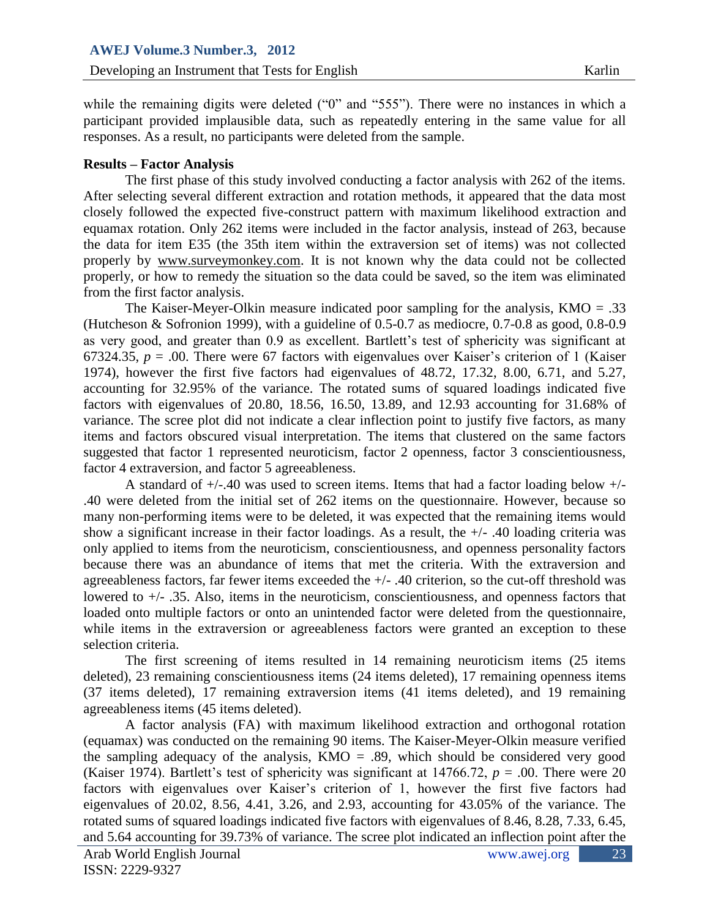while the remaining digits were deleted ("0" and "555"). There were no instances in which a participant provided implausible data, such as repeatedly entering in the same value for all responses. As a result, no participants were deleted from the sample.

**Results – Factor Analysis**

The first phase of this study involved conducting a factor analysis with 262 of the items. After selecting several different extraction and rotation methods, it appeared that the data most closely followed the expected five-construct pattern with maximum likelihood extraction and equamax rotation. Only 262 items were included in the factor analysis, instead of 263, because the data for item E35 (the 35th item within the extraversion set of items) was not collected properly by www.surveymonkey.com. It is not known why the data could not be collected properly, or how to remedy the situation so the data could be saved, so the item was eliminated from the first factor analysis.

The Kaiser-Meyer-Olkin measure indicated poor sampling for the analysis, KMO = .33 (Hutcheson & Sofronion 1999), with a guideline of 0.5-0.7 as mediocre, 0.7-0.8 as good, 0.8-0.9 as very good, and greater than 0.9 as excellent. Bartlett's test of sphericity was significant at 67324.35, $p = .00$. There were 67 factors with eigenvalues over Kaiser's criterion of 1 (Kaiser 1974), however the first five factors had eigenvalues of 48.72, 17.32, 8.00, 6.71, and 5.27, accounting for 32.95% of the variance. The rotated sums of squared loadings indicated five factors with eigenvalues of 20.80, 18.56, 16.50, 13.89, and 12.93 accounting for 31.68% of variance. The scree plot did not indicate a clear inflection point to justify five factors, as many items and factors obscured visual interpretation. The items that clustered on the same factors suggested that factor 1 represented neuroticism, factor 2 openness, factor 3 conscientiousness, factor 4 extraversion, and factor 5 agreeableness.

A standard of +/-.40 was used to screen items. Items that had a factor loading below +/- .40 were deleted from the initial set of 262 items on the questionnaire. However, because so many non-performing items were to be deleted, it was expected that the remaining items would show a significant increase in their factor loadings. As a result, the +/- .40 loading criteria was only applied to items from the neuroticism, conscientiousness, and openness personality factors because there was an abundance of items that met the criteria. With the extraversion and agreeableness factors, far fewer items exceeded the +/- .40 criterion, so the cut-off threshold was lowered to +/- .35. Also, items in the neuroticism, conscientiousness, and openness factors that loaded onto multiple factors or onto an unintended factor were deleted from the questionnaire, while items in the extraversion or agreeableness factors were granted an exception to these selection criteria.

The first screening of items resulted in 14 remaining neuroticism items (25 items deleted), 23 remaining conscientiousness items (24 items deleted), 17 remaining openness items (37 items deleted), 17 remaining extraversion items (41 items deleted), and 19 remaining agreeableness items (45 items deleted).

A factor analysis (FA) with maximum likelihood extraction and orthogonal rotation (equamax) was conducted on the remaining 90 items. The Kaiser-Meyer-Olkin measure verified the sampling adequacy of the analysis, KMO = .89, which should be considered very good (Kaiser 1974). Bartlett's test of sphericity was significant at 14766.72, $p = .00$. There were 20 factors with eigenvalues over Kaiser's criterion of 1, however the first five factors had eigenvalues of 20.02, 8.56, 4.41, 3.26, and 2.93, accounting for 43.05% of the variance. The rotated sums of squared loadings indicated five factors with eigenvalues of 8.46, 8.28, 7.33, 6.45, and 5.64 accounting for 39.73% of variance. The scree plot indicated an inflection point after the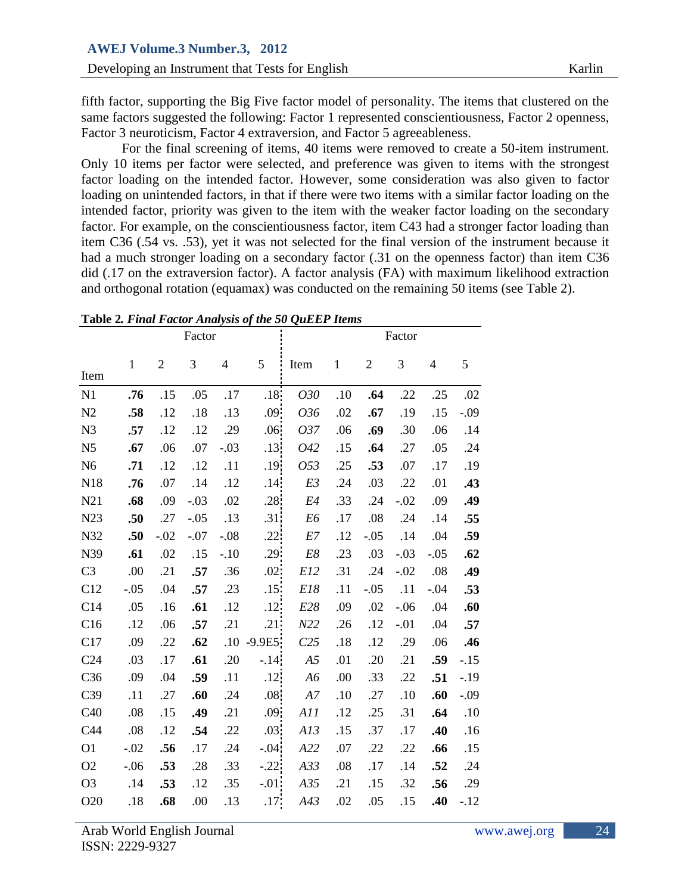fifth factor, supporting the Big Five factor model of personality. The items that clustered on the same factors suggested the following: Factor 1 represented conscientiousness, Factor 2 openness, Factor 3 neuroticism, Factor 4 extraversion, and Factor 5 agreeableness.

For the final screening of items, 40 items were removed to create a 50-item instrument. Only 10 items per factor were selected, and preference was given to items with the strongest factor loading on the intended factor. However, some consideration was also given to factor loading on unintended factors, in that if there were two items with a similar factor loading on the intended factor, priority was given to the item with the weaker factor loading on the secondary factor. For example, on the conscientiousness factor, item C43 had a stronger factor loading than item C36 (.54 vs. .53), yet it was not selected for the final version of the instrument because it had a much stronger loading on a secondary factor (.31 on the openness factor) than item C36 did (.17 on the extraversion factor). A factor analysis (FA) with maximum likelihood extraction and orthogonal rotation (equamax) was conducted on the remaining 50 items (see Table 2).

**Table 2.** ***Final Factor Analysis of the 50 QuEEP Items***

| | Factor | | | | | | Factor | | | | |
|---|---|---|---|---|---|---|---|---|---|---|---|
| Item | 1 | 2 | 3 | 4 | 5 | Item | 1 | 2 | 3 | 4 | 5 |
| N1 | **.76** | .15 | .05 | .17 | .18 | *O30* | .10 | **.64** | .22 | .25 | .02 |
| N2 | **.58** | .12 | .18 | .13 | .09 | *O36* | .02 | **.67** | .19 | .15 | -.09 |
| N3 | **.57** | .12 | .12 | .29 | .06 | *O37* | .06 | **.69** | .30 | .06 | .14 |
| N5 | **.67** | .06 | .07 | -.03 | .13 | *O42* | .15 | **.64** | .27 | .05 | .24 |
| N6 | **.71** | .12 | .12 | .11 | .19 | *O53* | .25 | **.53** | .07 | .17 | .19 |
| N18 | **.76** | .07 | .14 | .12 | .14 | *E3* | .24 | .03 | .22 | .01 | **.43** |
| N21 | **.68** | .09 | -.03 | .02 | .28 | *E4* | .33 | .24 | -.02 | .09 | **.49** |
| N23 | **.50** | .27 | -.05 | .13 | .31 | *E6* | .17 | .08 | .24 | .14 | **.55** |
| N32 | **.50** | -.02 | -.07 | -.08 | .22 | *E7* | .12 | -.05 | .14 | .04 | **.59** |
| N39 | **.61** | .02 | .15 | -.10 | .29 | *E8* | .23 | .03 | -.03 | -.05 | **.62** |
| C3 | .00 | .21 | **.57** | .36 | .02 | *E12* | .31 | .24 | -.02 | .08 | **.49** |
| C12 | -.05 | .04 | **.57** | .23 | .15 | *E18* | .11 | -.05 | .11 | -.04 | **.53** |
| C14 | .05 | .16 | **.61** | .12 | .12 | *E28* | .09 | .02 | -.06 | .04 | **.60** |
| C16 | .12 | .06 | **.57** | .21 | .21 | *N22* | .26 | .12 | -.01 | .04 | **.57** |
| C17 | .09 | .22 | **.62** | .10 | -9.9E5 | *C25* | .18 | .12 | .29 | .06 | **.46** |
| C24 | .03 | .17 | **.61** | .20 | -.14 | *A5* | .01 | .20 | .21 | **.59** | -.15 |
| C36 | .09 | .04 | **.59** | .11 | .12 | *A6* | .00 | .33 | .22 | **.51** | -.19 |
| C39 | .11 | .27 | **.60** | .24 | .08 | *A7* | .10 | .27 | .10 | **.60** | -.09 |
| C40 | .08 | .15 | **.49** | .21 | .09 | *A11* | .12 | .25 | .31 | **.64** | .10 |
| C44 | .08 | .12 | **.54** | .22 | .03 | *A13* | .15 | .37 | .17 | **.40** | .16 |
| O1 | -.02 | **.56** | .17 | .24 | -.04 | *A22* | .07 | .22 | .22 | **.66** | .15 |
| O2 | -.06 | **.53** | .28 | .33 | -.22 | *A33* | .08 | .17 | .14 | **.52** | .24 |
| O3 | .14 | **.53** | .12 | .35 | -.01 | *A35* | .21 | .15 | .32 | **.56** | .29 |
| O20 | .18 | **.68** | .00 | .13 | .17 | *A43* | .02 | .05 | .15 | **.40** | -.12 |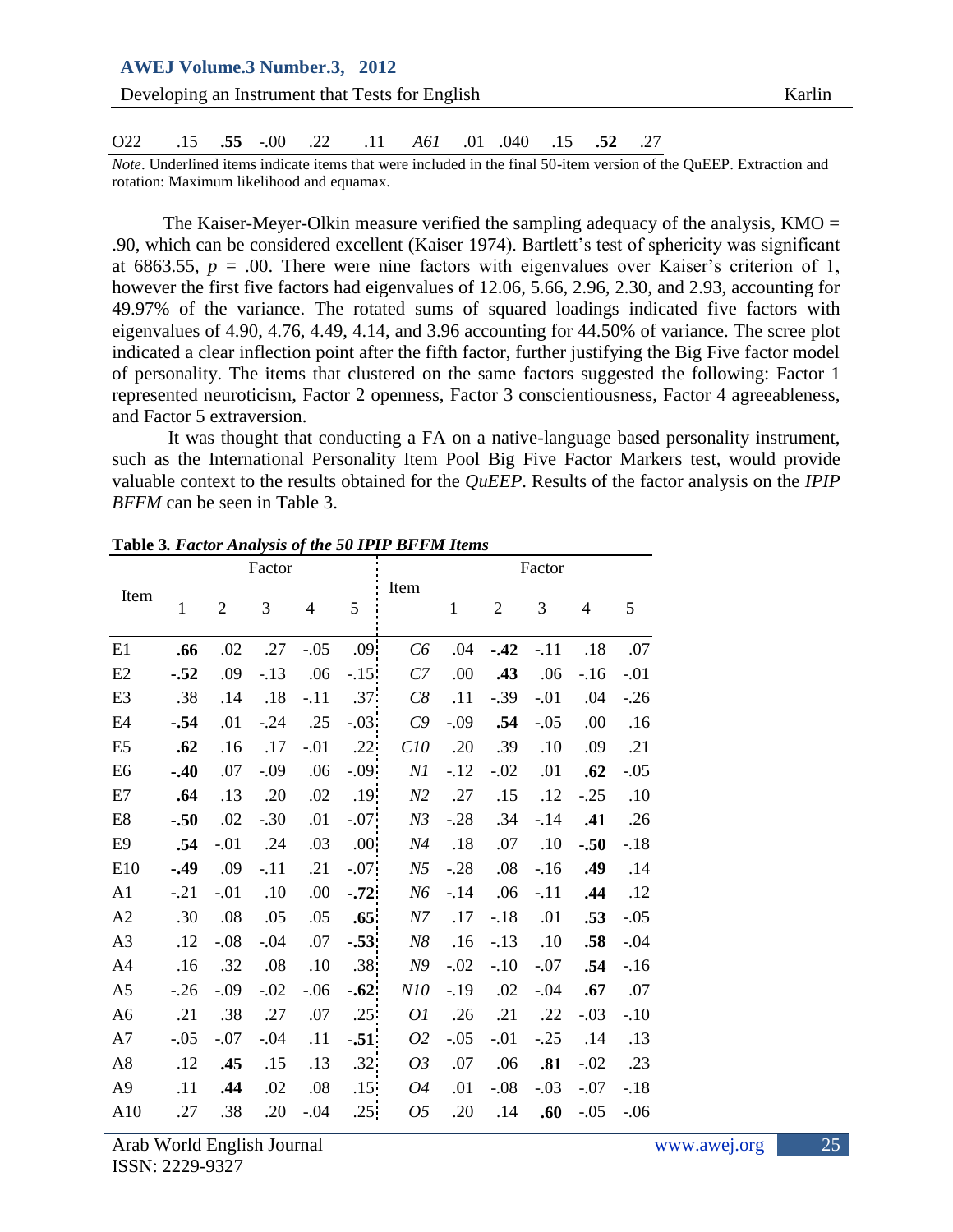| O22 | .15 | **.55** | -.00 | .22 | .11 | *A61* | .01 | .040 | .15 | **.52** | .27 |
|---|---|---|---|---|---|---|---|---|---|---|---|

*Note*. Underlined items indicate items that were included in the final 50-item version of the QuEEP. Extraction and rotation: Maximum likelihood and equamax.

The Kaiser-Meyer-Olkin measure verified the sampling adequacy of the analysis, KMO = .90, which can be considered excellent (Kaiser 1974). Bartlett's test of sphericity was significant at 6863.55, $p$ = .00. There were nine factors with eigenvalues over Kaiser's criterion of 1, however the first five factors had eigenvalues of 12.06, 5.66, 2.96, 2.30, and 2.93, accounting for 49.97% of the variance. The rotated sums of squared loadings indicated five factors with eigenvalues of 4.90, 4.76, 4.49, 4.14, and 3.96 accounting for 44.50% of variance. The scree plot indicated a clear inflection point after the fifth factor, further justifying the Big Five factor model of personality. The items that clustered on the same factors suggested the following: Factor 1 represented neuroticism, Factor 2 openness, Factor 3 conscientiousness, Factor 4 agreeableness, and Factor 5 extraversion.

It was thought that conducting a FA on a native-language based personality instrument, such as the International Personality Item Pool Big Five Factor Markers test, would provide valuable context to the results obtained for the *QuEEP*. Results of the factor analysis on the *IPIP BFFM* can be seen in Table 3.

**Table 3.** ***Factor Analysis of the 50 IPIP BFFM Items***

| Item | Factor 1 | 2 | 3 | 4 | 5 | Item | Factor 1 | 2 | 3 | 4 | 5 |
|---|---|---|---|---|---|---|---|---|---|---|---|
| E1 | **.66** | .02 | .27 | -.05 | .09 | *C6* | .04 | **-.42** | -.11 | .18 | .07 |
| E2 | **-.52** | .09 | -.13 | .06 | -.15 | *C7* | .00 | **.43** | .06 | -.16 | -.01 |
| E3 | .38 | .14 | .18 | -.11 | .37 | *C8* | .11 | -.39 | -.01 | .04 | -.26 |
| E4 | **-.54** | .01 | -.24 | .25 | -.03 | *C9* | -.09 | **.54** | -.05 | .00 | .16 |
| E5 | **.62** | .16 | .17 | -.01 | .22 | *C10* | .20 | .39 | .10 | .09 | .21 |
| E6 | **-.40** | .07 | -.09 | .06 | -.09 | *N1* | -.12 | -.02 | .01 | **.62** | -.05 |
| E7 | **.64** | .13 | .20 | .02 | .19 | *N2* | .27 | .15 | .12 | -.25 | .10 |
| E8 | **-.50** | .02 | -.30 | .01 | -.07 | *N3* | -.28 | .34 | -.14 | **.41** | .26 |
| E9 | **.54** | -.01 | .24 | .03 | .00 | *N4* | .18 | .07 | .10 | **-.50** | -.18 |
| E10 | **-.49** | .09 | -.11 | .21 | -.07 | *N5* | -.28 | .08 | -.16 | **.49** | .14 |
| A1 | -.21 | -.01 | .10 | .00 | **-.72** | *N6* | -.14 | .06 | -.11 | **.44** | .12 |
| A2 | .30 | .08 | .05 | .05 | **.65** | *N7* | .17 | -.18 | .01 | **.53** | -.05 |
| A3 | .12 | -.08 | -.04 | .07 | **-.53** | *N8* | .16 | -.13 | .10 | **.58** | -.04 |
| A4 | .16 | .32 | .08 | .10 | .38 | *N9* | -.02 | -.10 | -.07 | **.54** | -.16 |
| A5 | -.26 | -.09 | -.02 | -.06 | **-.62** | *N10* | -.19 | .02 | -.04 | **.67** | .07 |
| A6 | .21 | .38 | .27 | .07 | .25 | *O1* | .26 | .21 | .22 | -.03 | -.10 |
| A7 | -.05 | -.07 | -.04 | .11 | **-.51** | *O2* | -.05 | -.01 | -.25 | .14 | .13 |
| A8 | .12 | **.45** | .15 | .13 | .32 | *O3* | .07 | .06 | **.81** | -.02 | .23 |
| A9 | .11 | **.44** | .02 | .08 | .15 | *O4* | .01 | -.08 | -.03 | -.07 | -.18 |
| A10 | .27 | .38 | .20 | -.04 | .25 | *O5* | .20 | .14 | **.60** | -.05 | -.06 |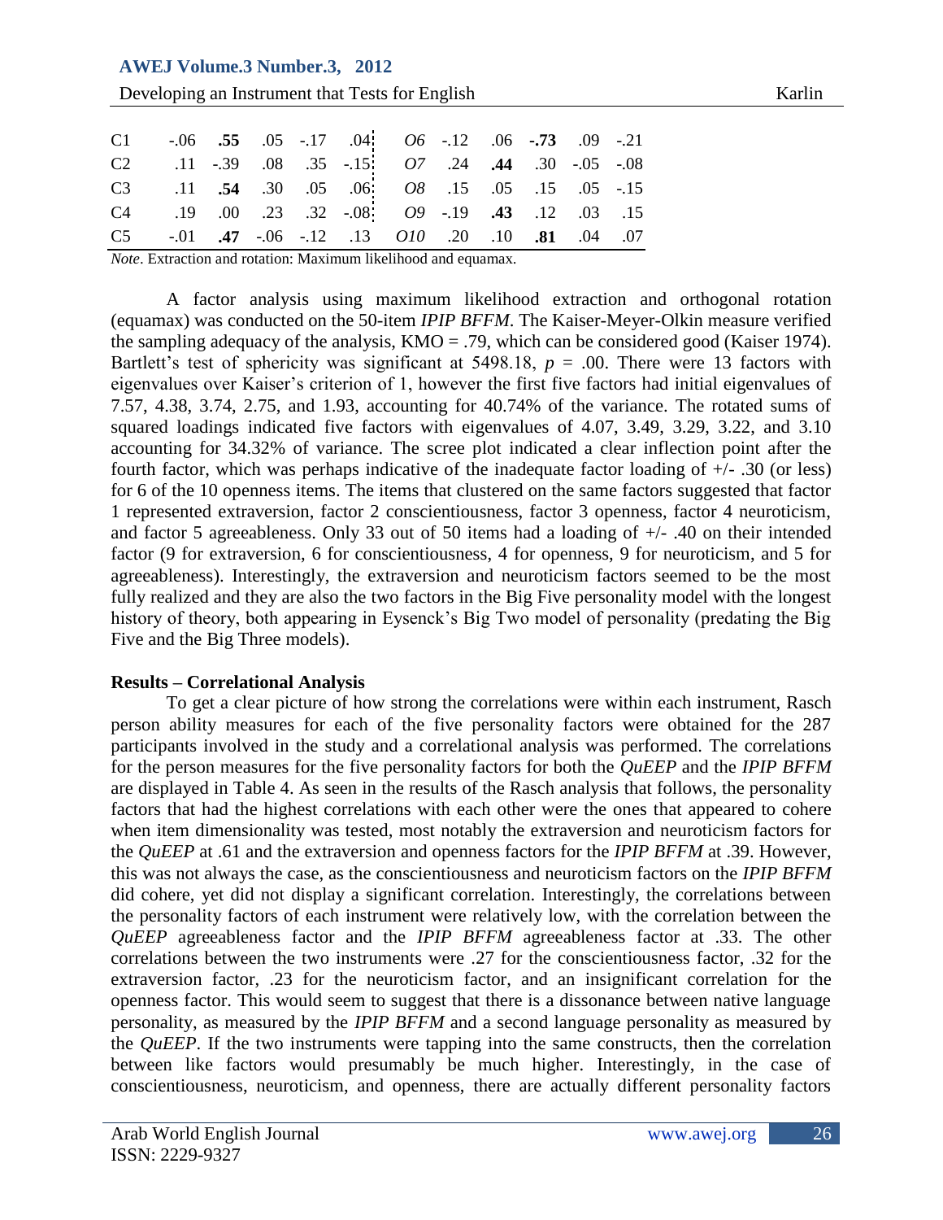| | | | | | | | | | | |
|---|---|---|---|---|---|---|---|---|---|---|
| C1 | -.06 | **.55** | .05 | -.17 | .04 | *O6* | -.12 | .06 | **-.73** | .09 | -.21 |
| C2 | .11 | -.39 | .08 | .35 | -.15 | *O7* | .24 | **.44** | .30 | -.05 | -.08 |
| C3 | .11 | **.54** | .30 | .05 | .06 | *O8* | .15 | .05 | .15 | .05 | -.15 |
| C4 | .19 | .00 | .23 | .32 | -.08 | *O9* | -.19 | **.43** | .12 | .03 | .15 |
| C5 | -.01 | **.47** | -.06 | -.12 | .13 | *O10* | .20 | .10 | **.81** | .04 | .07 |

*Note*. Extraction and rotation: Maximum likelihood and equamax.

A factor analysis using maximum likelihood extraction and orthogonal rotation (equamax) was conducted on the 50-item *IPIP BFFM*. The Kaiser-Meyer-Olkin measure verified the sampling adequacy of the analysis, KMO = .79, which can be considered good (Kaiser 1974). Bartlett's test of sphericity was significant at 5498.18, $p$ = .00. There were 13 factors with eigenvalues over Kaiser's criterion of 1, however the first five factors had initial eigenvalues of 7.57, 4.38, 3.74, 2.75, and 1.93, accounting for 40.74% of the variance. The rotated sums of squared loadings indicated five factors with eigenvalues of 4.07, 3.49, 3.29, 3.22, and 3.10 accounting for 34.32% of variance. The scree plot indicated a clear inflection point after the fourth factor, which was perhaps indicative of the inadequate factor loading of +/- .30 (or less) for 6 of the 10 openness items. The items that clustered on the same factors suggested that factor 1 represented extraversion, factor 2 conscientiousness, factor 3 openness, factor 4 neuroticism, and factor 5 agreeableness. Only 33 out of 50 items had a loading of +/- .40 on their intended factor (9 for extraversion, 6 for conscientiousness, 4 for openness, 9 for neuroticism, and 5 for agreeableness). Interestingly, the extraversion and neuroticism factors seemed to be the most fully realized and they are also the two factors in the Big Five personality model with the longest history of theory, both appearing in Eysenck's Big Two model of personality (predating the Big Five and the Big Three models).

**Results – Correlational Analysis**

To get a clear picture of how strong the correlations were within each instrument, Rasch person ability measures for each of the five personality factors were obtained for the 287 participants involved in the study and a correlational analysis was performed. The correlations for the person measures for the five personality factors for both the *QuEEP* and the *IPIP BFFM* are displayed in Table 4. As seen in the results of the Rasch analysis that follows, the personality factors that had the highest correlations with each other were the ones that appeared to cohere when item dimensionality was tested, most notably the extraversion and neuroticism factors for the *QuEEP* at .61 and the extraversion and openness factors for the *IPIP BFFM* at .39. However, this was not always the case, as the conscientiousness and neuroticism factors on the *IPIP BFFM* did cohere, yet did not display a significant correlation. Interestingly, the correlations between the personality factors of each instrument were relatively low, with the correlation between the *QuEEP* agreeableness factor and the *IPIP BFFM* agreeableness factor at .33. The other correlations between the two instruments were .27 for the conscientiousness factor, .32 for the extraversion factor, .23 for the neuroticism factor, and an insignificant correlation for the openness factor. This would seem to suggest that there is a dissonance between native language personality, as measured by the *IPIP BFFM* and a second language personality as measured by the *QuEEP*. If the two instruments were tapping into the same constructs, then the correlation between like factors would presumably be much higher. Interestingly, in the case of conscientiousness, neuroticism, and openness, there are actually different personality factors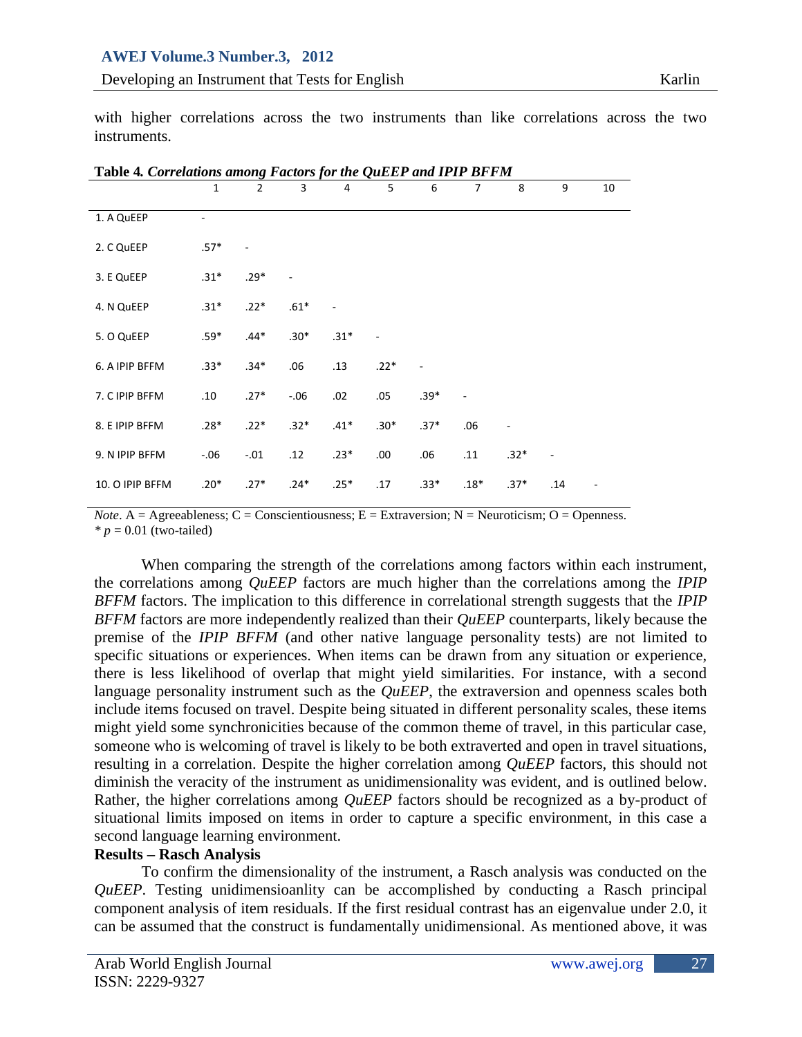with higher correlations across the two instruments than like correlations across the two instruments.

**Table 4.** ***Correlations among Factors for the QuEEP and IPIP BFFM***

| | 1 | 2 | 3 | 4 | 5 | 6 | 7 | 8 | 9 | 10 |
|---|---|---|---|---|---|---|---|---|---|---|
| 1. A QuEEP | - | | | | | | | | | |
| 2. C QuEEP | .57* | - | | | | | | | | |
| 3. E QuEEP | .31* | .29* | - | | | | | | | |
| 4. N QuEEP | .31* | .22* | .61* | - | | | | | | |
| 5. O QuEEP | .59* | .44* | .30* | .31* | - | | | | | |
| 6. A IPIP BFFM | .33* | .34* | .06 | .13 | .22* | - | | | | |
| 7. C IPIP BFFM | .10 | .27* | -.06 | .02 | .05 | .39* | - | | | |
| 8. E IPIP BFFM | .28* | .22* | .32* | .41* | .30* | .37* | .06 | - | | |
| 9. N IPIP BFFM | -.06 | -.01 | .12 | .23* | .00 | .06 | .11 | .32* | - | |
| 10. O IPIP BFFM | .20* | .27* | .24* | .25* | .17 | .33* | .18* | .37* | .14 | - |

*Note*. A = Agreeableness; C = Conscientiousness; E = Extraversion; N = Neuroticism; O = Openness.
* $p = 0.01$ (two-tailed)

When comparing the strength of the correlations among factors within each instrument, the correlations among *QuEEP* factors are much higher than the correlations among the *IPIP BFFM* factors. The implication to this difference in correlational strength suggests that the *IPIP BFFM* factors are more independently realized than their *QuEEP* counterparts, likely because the premise of the *IPIP BFFM* (and other native language personality tests) are not limited to specific situations or experiences. When items can be drawn from any situation or experience, there is less likelihood of overlap that might yield similarities. For instance, with a second language personality instrument such as the *QuEEP*, the extraversion and openness scales both include items focused on travel. Despite being situated in different personality scales, these items might yield some synchronicities because of the common theme of travel, in this particular case, someone who is welcoming of travel is likely to be both extraverted and open in travel situations, resulting in a correlation. Despite the higher correlation among *QuEEP* factors, this should not diminish the veracity of the instrument as unidimensionality was evident, and is outlined below. Rather, the higher correlations among *QuEEP* factors should be recognized as a by-product of situational limits imposed on items in order to capture a specific environment, in this case a second language learning environment.

**Results – Rasch Analysis**

To confirm the dimensionality of the instrument, a Rasch analysis was conducted on the *QuEEP*. Testing unidimensioanlity can be accomplished by conducting a Rasch principal component analysis of item residuals. If the first residual contrast has an eigenvalue under 2.0, it can be assumed that the construct is fundamentally unidimensional. As mentioned above, it was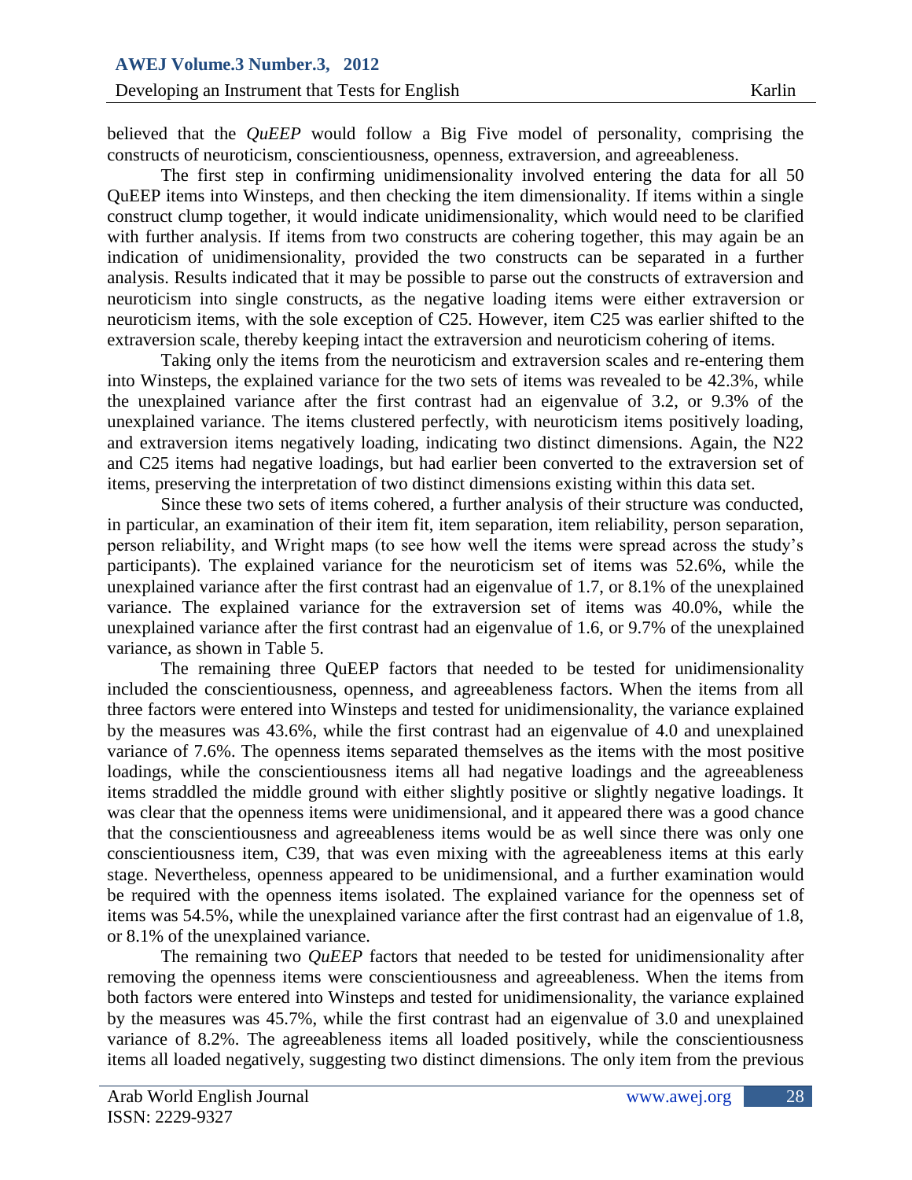believed that the *QuEEP* would follow a Big Five model of personality, comprising the constructs of neuroticism, conscientiousness, openness, extraversion, and agreeableness.

The first step in confirming unidimensionality involved entering the data for all 50 QuEEP items into Winsteps, and then checking the item dimensionality. If items within a single construct clump together, it would indicate unidimensionality, which would need to be clarified with further analysis. If items from two constructs are cohering together, this may again be an indication of unidimensionality, provided the two constructs can be separated in a further analysis. Results indicated that it may be possible to parse out the constructs of extraversion and neuroticism into single constructs, as the negative loading items were either extraversion or neuroticism items, with the sole exception of C25. However, item C25 was earlier shifted to the extraversion scale, thereby keeping intact the extraversion and neuroticism cohering of items.

Taking only the items from the neuroticism and extraversion scales and re-entering them into Winsteps, the explained variance for the two sets of items was revealed to be 42.3%, while the unexplained variance after the first contrast had an eigenvalue of 3.2, or 9.3% of the unexplained variance. The items clustered perfectly, with neuroticism items positively loading, and extraversion items negatively loading, indicating two distinct dimensions. Again, the N22 and C25 items had negative loadings, but had earlier been converted to the extraversion set of items, preserving the interpretation of two distinct dimensions existing within this data set.

Since these two sets of items cohered, a further analysis of their structure was conducted, in particular, an examination of their item fit, item separation, item reliability, person separation, person reliability, and Wright maps (to see how well the items were spread across the study's participants). The explained variance for the neuroticism set of items was 52.6%, while the unexplained variance after the first contrast had an eigenvalue of 1.7, or 8.1% of the unexplained variance. The explained variance for the extraversion set of items was 40.0%, while the unexplained variance after the first contrast had an eigenvalue of 1.6, or 9.7% of the unexplained variance, as shown in Table 5.

The remaining three QuEEP factors that needed to be tested for unidimensionality included the conscientiousness, openness, and agreeableness factors. When the items from all three factors were entered into Winsteps and tested for unidimensionality, the variance explained by the measures was 43.6%, while the first contrast had an eigenvalue of 4.0 and unexplained variance of 7.6%. The openness items separated themselves as the items with the most positive loadings, while the conscientiousness items all had negative loadings and the agreeableness items straddled the middle ground with either slightly positive or slightly negative loadings. It was clear that the openness items were unidimensional, and it appeared there was a good chance that the conscientiousness and agreeableness items would be as well since there was only one conscientiousness item, C39, that was even mixing with the agreeableness items at this early stage. Nevertheless, openness appeared to be unidimensional, and a further examination would be required with the openness items isolated. The explained variance for the openness set of items was 54.5%, while the unexplained variance after the first contrast had an eigenvalue of 1.8, or 8.1% of the unexplained variance.

The remaining two *QuEEP* factors that needed to be tested for unidimensionality after removing the openness items were conscientiousness and agreeableness. When the items from both factors were entered into Winsteps and tested for unidimensionality, the variance explained by the measures was 45.7%, while the first contrast had an eigenvalue of 3.0 and unexplained variance of 8.2%. The agreeableness items all loaded positively, while the conscientiousness items all loaded negatively, suggesting two distinct dimensions. The only item from the previous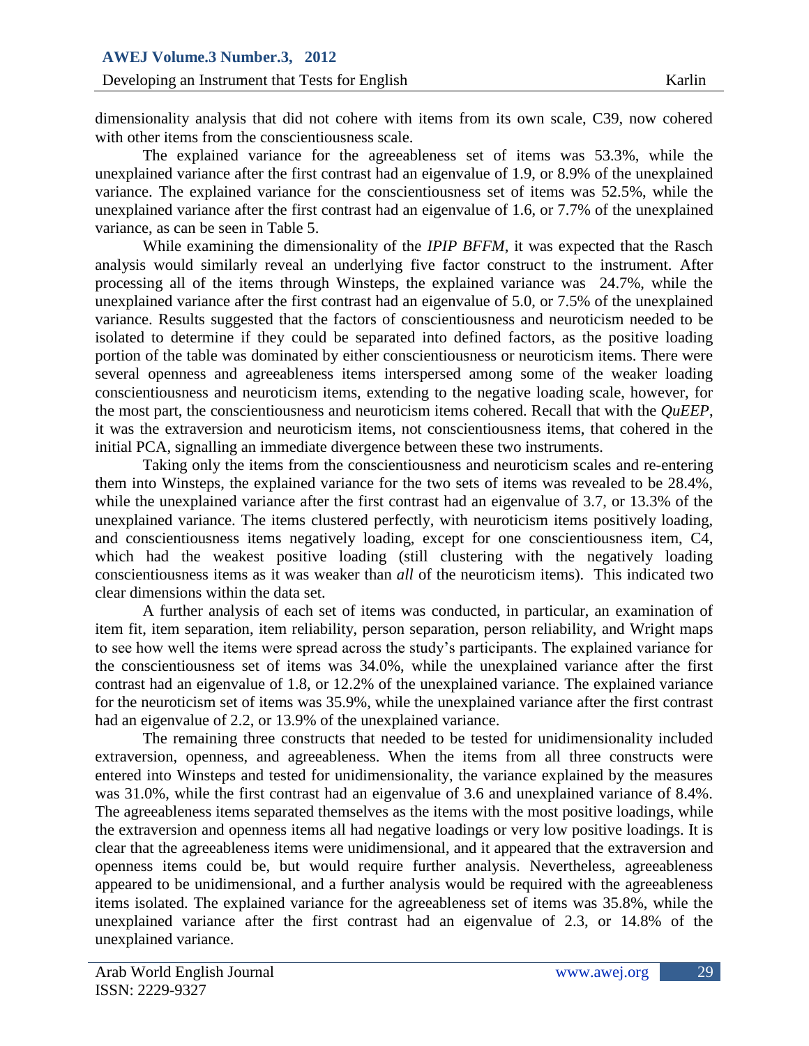dimensionality analysis that did not cohere with items from its own scale, C39, now cohered with other items from the conscientiousness scale.

The explained variance for the agreeableness set of items was 53.3%, while the unexplained variance after the first contrast had an eigenvalue of 1.9, or 8.9% of the unexplained variance. The explained variance for the conscientiousness set of items was 52.5%, while the unexplained variance after the first contrast had an eigenvalue of 1.6, or 7.7% of the unexplained variance, as can be seen in Table 5.

While examining the dimensionality of the *IPIP BFFM*, it was expected that the Rasch analysis would similarly reveal an underlying five factor construct to the instrument. After processing all of the items through Winsteps, the explained variance was 24.7%, while the unexplained variance after the first contrast had an eigenvalue of 5.0, or 7.5% of the unexplained variance. Results suggested that the factors of conscientiousness and neuroticism needed to be isolated to determine if they could be separated into defined factors, as the positive loading portion of the table was dominated by either conscientiousness or neuroticism items. There were several openness and agreeableness items interspersed among some of the weaker loading conscientiousness and neuroticism items, extending to the negative loading scale, however, for the most part, the conscientiousness and neuroticism items cohered. Recall that with the *QuEEP*, it was the extraversion and neuroticism items, not conscientiousness items, that cohered in the initial PCA, signalling an immediate divergence between these two instruments.

Taking only the items from the conscientiousness and neuroticism scales and re-entering them into Winsteps, the explained variance for the two sets of items was revealed to be 28.4%, while the unexplained variance after the first contrast had an eigenvalue of 3.7, or 13.3% of the unexplained variance. The items clustered perfectly, with neuroticism items positively loading, and conscientiousness items negatively loading, except for one conscientiousness item, C4, which had the weakest positive loading (still clustering with the negatively loading conscientiousness items as it was weaker than *all* of the neuroticism items). This indicated two clear dimensions within the data set.

A further analysis of each set of items was conducted, in particular, an examination of item fit, item separation, item reliability, person separation, person reliability, and Wright maps to see how well the items were spread across the study's participants. The explained variance for the conscientiousness set of items was 34.0%, while the unexplained variance after the first contrast had an eigenvalue of 1.8, or 12.2% of the unexplained variance. The explained variance for the neuroticism set of items was 35.9%, while the unexplained variance after the first contrast had an eigenvalue of 2.2, or 13.9% of the unexplained variance.

The remaining three constructs that needed to be tested for unidimensionality included extraversion, openness, and agreeableness. When the items from all three constructs were entered into Winsteps and tested for unidimensionality, the variance explained by the measures was 31.0%, while the first contrast had an eigenvalue of 3.6 and unexplained variance of 8.4%. The agreeableness items separated themselves as the items with the most positive loadings, while the extraversion and openness items all had negative loadings or very low positive loadings. It is clear that the agreeableness items were unidimensional, and it appeared that the extraversion and openness items could be, but would require further analysis. Nevertheless, agreeableness appeared to be unidimensional, and a further analysis would be required with the agreeableness items isolated. The explained variance for the agreeableness set of items was 35.8%, while the unexplained variance after the first contrast had an eigenvalue of 2.3, or 14.8% of the unexplained variance.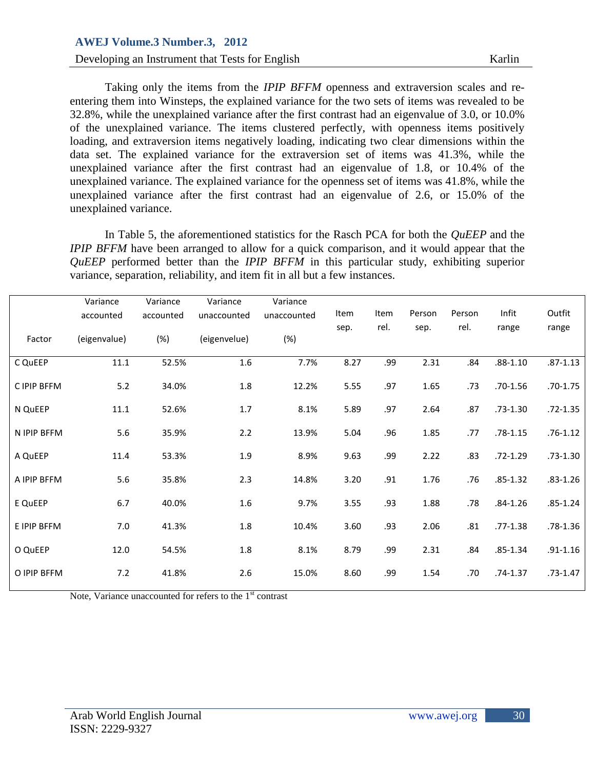Taking only the items from the *IPIP BFFM* openness and extraversion scales and re-entering them into Winsteps, the explained variance for the two sets of items was revealed to be 32.8%, while the unexplained variance after the first contrast had an eigenvalue of 3.0, or 10.0% of the unexplained variance. The items clustered perfectly, with openness items positively loading, and extraversion items negatively loading, indicating two clear dimensions within the data set. The explained variance for the extraversion set of items was 41.3%, while the unexplained variance after the first contrast had an eigenvalue of 1.8, or 10.4% of the unexplained variance. The explained variance for the openness set of items was 41.8%, while the unexplained variance after the first contrast had an eigenvalue of 2.6, or 15.0% of the unexplained variance.

In Table 5, the aforementioned statistics for the Rasch PCA for both the *QuEEP* and the *IPIP BFFM* have been arranged to allow for a quick comparison, and it would appear that the *QuEEP* performed better than the *IPIP BFFM* in this particular study, exhibiting superior variance, separation, reliability, and item fit in all but a few instances.

| Factor | Variance accounted (eigenvalue) | Variance accounted (%) | Variance unaccounted (eigenvelue) | Variance unaccounted (%) | Item sep. | Item rel. | Person sep. | Person rel. | Infit range | Outfit range |
|---|---|---|---|---|---|---|---|---|---|---|
| C QuEEP | 11.1 | 52.5% | 1.6 | 7.7% | 8.27 | .99 | 2.31 | .84 | .88-1.10 | .87-1.13 |
| C IPIP BFFM | 5.2 | 34.0% | 1.8 | 12.2% | 5.55 | .97 | 1.65 | .73 | .70-1.56 | .70-1.75 |
| N QuEEP | 11.1 | 52.6% | 1.7 | 8.1% | 5.89 | .97 | 2.64 | .87 | .73-1.30 | .72-1.35 |
| N IPIP BFFM | 5.6 | 35.9% | 2.2 | 13.9% | 5.04 | .96 | 1.85 | .77 | .78-1.15 | .76-1.12 |
| A QuEEP | 11.4 | 53.3% | 1.9 | 8.9% | 9.63 | .99 | 2.22 | .83 | .72-1.29 | .73-1.30 |
| A IPIP BFFM | 5.6 | 35.8% | 2.3 | 14.8% | 3.20 | .91 | 1.76 | .76 | .85-1.32 | .83-1.26 |
| E QuEEP | 6.7 | 40.0% | 1.6 | 9.7% | 3.55 | .93 | 1.88 | .78 | .84-1.26 | .85-1.24 |
| E IPIP BFFM | 7.0 | 41.3% | 1.8 | 10.4% | 3.60 | .93 | 2.06 | .81 | .77-1.38 | .78-1.36 |
| O QuEEP | 12.0 | 54.5% | 1.8 | 8.1% | 8.79 | .99 | 2.31 | .84 | .85-1.34 | .91-1.16 |
| O IPIP BFFM | 7.2 | 41.8% | 2.6 | 15.0% | 8.60 | .99 | 1.54 | .70 | .74-1.37 | .73-1.47 |

Note, Variance unaccounted for refers to the 1st contrast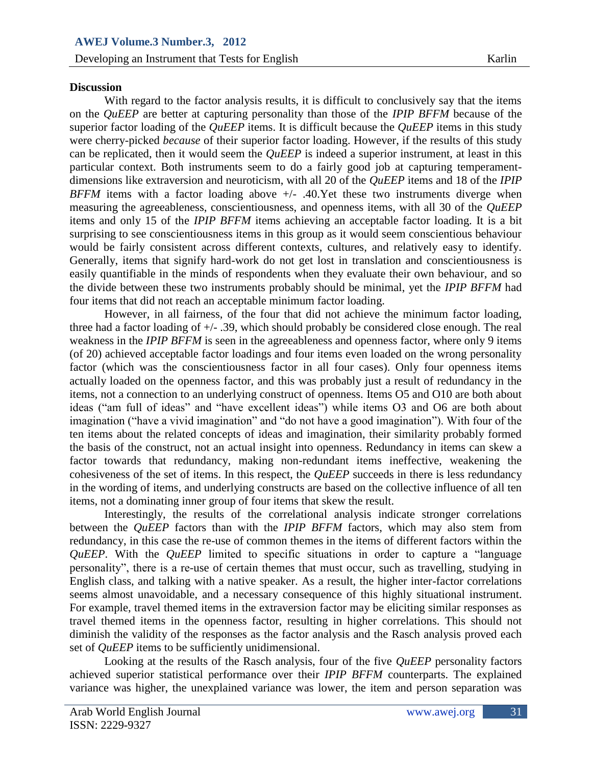## Discussion

With regard to the factor analysis results, it is difficult to conclusively say that the items on the *QuEEP* are better at capturing personality than those of the *IPIP BFFM* because of the superior factor loading of the *QuEEP* items. It is difficult because the *QuEEP* items in this study were cherry-picked *because* of their superior factor loading. However, if the results of this study can be replicated, then it would seem the *QuEEP* is indeed a superior instrument, at least in this particular context. Both instruments seem to do a fairly good job at capturing temperament-dimensions like extraversion and neuroticism, with all 20 of the *QuEEP* items and 18 of the *IPIP BFFM* items with a factor loading above +/- .40.Yet these two instruments diverge when measuring the agreeableness, conscientiousness, and openness items, with all 30 of the *QuEEP* items and only 15 of the *IPIP BFFM* items achieving an acceptable factor loading. It is a bit surprising to see conscientiousness items in this group as it would seem conscientious behaviour would be fairly consistent across different contexts, cultures, and relatively easy to identify. Generally, items that signify hard-work do not get lost in translation and conscientiousness is easily quantifiable in the minds of respondents when they evaluate their own behaviour, and so the divide between these two instruments probably should be minimal, yet the *IPIP BFFM* had four items that did not reach an acceptable minimum factor loading.

However, in all fairness, of the four that did not achieve the minimum factor loading, three had a factor loading of +/- .39, which should probably be considered close enough. The real weakness in the *IPIP BFFM* is seen in the agreeableness and openness factor, where only 9 items (of 20) achieved acceptable factor loadings and four items even loaded on the wrong personality factor (which was the conscientiousness factor in all four cases). Only four openness items actually loaded on the openness factor, and this was probably just a result of redundancy in the items, not a connection to an underlying construct of openness. Items O5 and O10 are both about ideas ("am full of ideas" and "have excellent ideas") while items O3 and O6 are both about imagination ("have a vivid imagination" and "do not have a good imagination"). With four of the ten items about the related concepts of ideas and imagination, their similarity probably formed the basis of the construct, not an actual insight into openness. Redundancy in items can skew a factor towards that redundancy, making non-redundant items ineffective, weakening the cohesiveness of the set of items. In this respect, the *QuEEP* succeeds in there is less redundancy in the wording of items, and underlying constructs are based on the collective influence of all ten items, not a dominating inner group of four items that skew the result.

Interestingly, the results of the correlational analysis indicate stronger correlations between the *QuEEP* factors than with the *IPIP BFFM* factors, which may also stem from redundancy, in this case the re-use of common themes in the items of different factors within the *QuEEP*. With the *QuEEP* limited to specific situations in order to capture a "language personality", there is a re-use of certain themes that must occur, such as travelling, studying in English class, and talking with a native speaker. As a result, the higher inter-factor correlations seems almost unavoidable, and a necessary consequence of this highly situational instrument. For example, travel themed items in the extraversion factor may be eliciting similar responses as travel themed items in the openness factor, resulting in higher correlations. This should not diminish the validity of the responses as the factor analysis and the Rasch analysis proved each set of *QuEEP* items to be sufficiently unidimensional.

Looking at the results of the Rasch analysis, four of the five *QuEEP* personality factors achieved superior statistical performance over their *IPIP BFFM* counterparts. The explained variance was higher, the unexplained variance was lower, the item and person separation was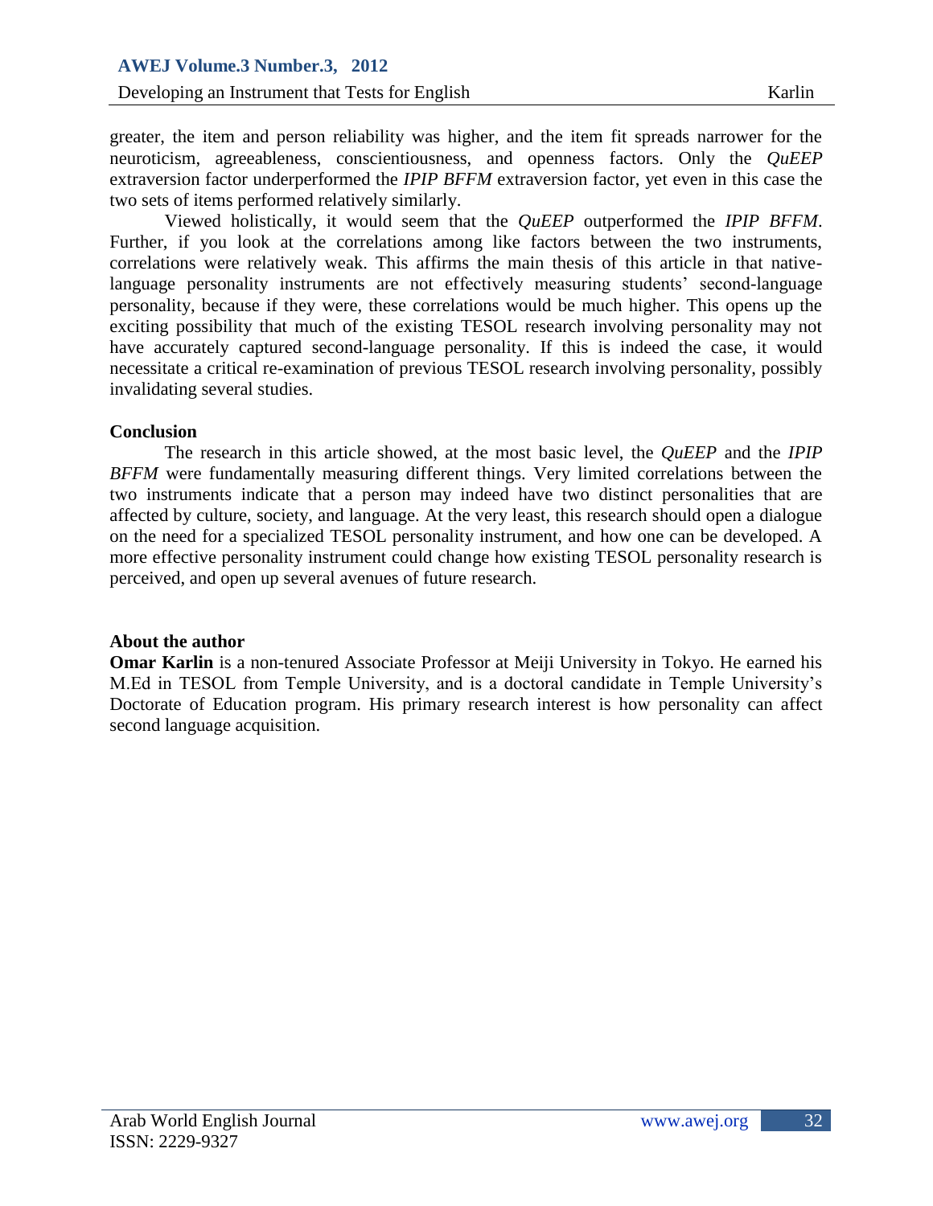greater, the item and person reliability was higher, and the item fit spreads narrower for the neuroticism, agreeableness, conscientiousness, and openness factors. Only the *QuEEP* extraversion factor underperformed the *IPIP BFFM* extraversion factor, yet even in this case the two sets of items performed relatively similarly.

Viewed holistically, it would seem that the *QuEEP* outperformed the *IPIP BFFM*. Further, if you look at the correlations among like factors between the two instruments, correlations were relatively weak. This affirms the main thesis of this article in that native-language personality instruments are not effectively measuring students' second-language personality, because if they were, these correlations would be much higher. This opens up the exciting possibility that much of the existing TESOL research involving personality may not have accurately captured second-language personality. If this is indeed the case, it would necessitate a critical re-examination of previous TESOL research involving personality, possibly invalidating several studies.

**Conclusion**

The research in this article showed, at the most basic level, the *QuEEP* and the *IPIP BFFM* were fundamentally measuring different things. Very limited correlations between the two instruments indicate that a person may indeed have two distinct personalities that are affected by culture, society, and language. At the very least, this research should open a dialogue on the need for a specialized TESOL personality instrument, and how one can be developed. A more effective personality instrument could change how existing TESOL personality research is perceived, and open up several avenues of future research.

**About the author**

**Omar Karlin** is a non-tenured Associate Professor at Meiji University in Tokyo. He earned his M.Ed in TESOL from Temple University, and is a doctoral candidate in Temple University's Doctorate of Education program. His primary research interest is how personality can affect second language acquisition.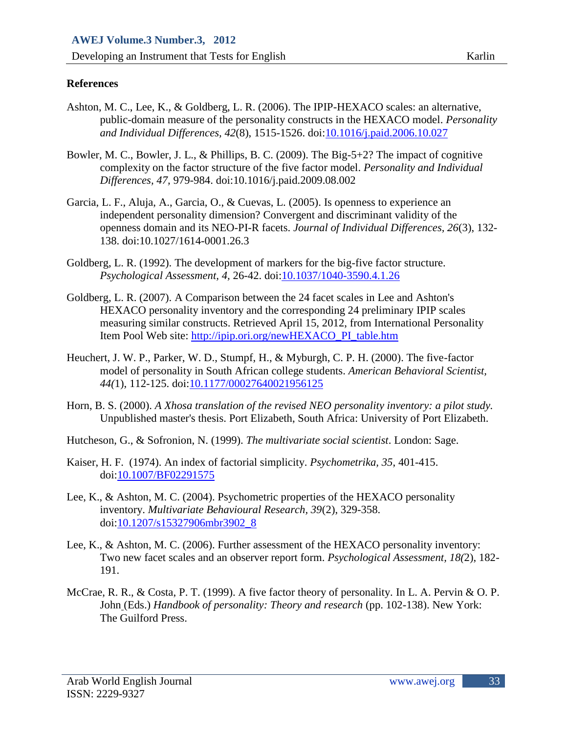## References

Ashton, M. C., Lee, K., & Goldberg, L. R. (2006). The IPIP-HEXACO scales: an alternative, public-domain measure of the personality constructs in the HEXACO model. *Personality and Individual Differences, 42*(8), 1515-1526. doi:10.1016/j.paid.2006.10.027

Bowler, M. C., Bowler, J. L., & Phillips, B. C. (2009). The Big-5+2? The impact of cognitive complexity on the factor structure of the five factor model. *Personality and Individual Differences, 47,* 979-984. doi:10.1016/j.paid.2009.08.002

Garcia, L. F., Aluja, A., Garcia, O., & Cuevas, L. (2005). Is openness to experience an independent personality dimension? Convergent and discriminant validity of the openness domain and its NEO-PI-R facets. *Journal of Individual Differences, 26*(3), 132-138. doi:10.1027/1614-0001.26.3

Goldberg, L. R. (1992). The development of markers for the big-five factor structure. *Psychological Assessment, 4,* 26-42. doi:10.1037/1040-3590.4.1.26

Goldberg, L. R. (2007). A Comparison between the 24 facet scales in Lee and Ashton's HEXACO personality inventory and the corresponding 24 preliminary IPIP scales measuring similar constructs. Retrieved April 15, 2012, from International Personality Item Pool Web site: http://ipip.ori.org/newHEXACO_PI_table.htm

Heuchert, J. W. P., Parker, W. D., Stumpf, H., & Myburgh, C. P. H. (2000). The five-factor model of personality in South African college students. *American Behavioral Scientist, 44(*1), 112-125. doi:10.1177/00027640021956125

Horn, B. S. (2000). *A Xhosa translation of the revised NEO personality inventory: a pilot study.* Unpublished master's thesis. Port Elizabeth, South Africa: University of Port Elizabeth.

Hutcheson, G., & Sofronion, N. (1999). *The multivariate social scientist*. London: Sage.

Kaiser, H. F. (1974). An index of factorial simplicity. *Psychometrika, 35*, 401-415. doi:10.1007/BF02291575

Lee, K., & Ashton, M. C. (2004). Psychometric properties of the HEXACO personality inventory. *Multivariate Behavioural Research, 39*(2), 329-358. doi:10.1207/s15327906mbr3902_8

Lee, K., & Ashton, M. C. (2006). Further assessment of the HEXACO personality inventory: Two new facet scales and an observer report form. *Psychological Assessment, 18(*2), 182-191.

McCrae, R. R., & Costa, P. T. (1999). A five factor theory of personality. In L. A. Pervin & O. P. John (Eds.) *Handbook of personality: Theory and research* (pp. 102-138). New York: The Guilford Press.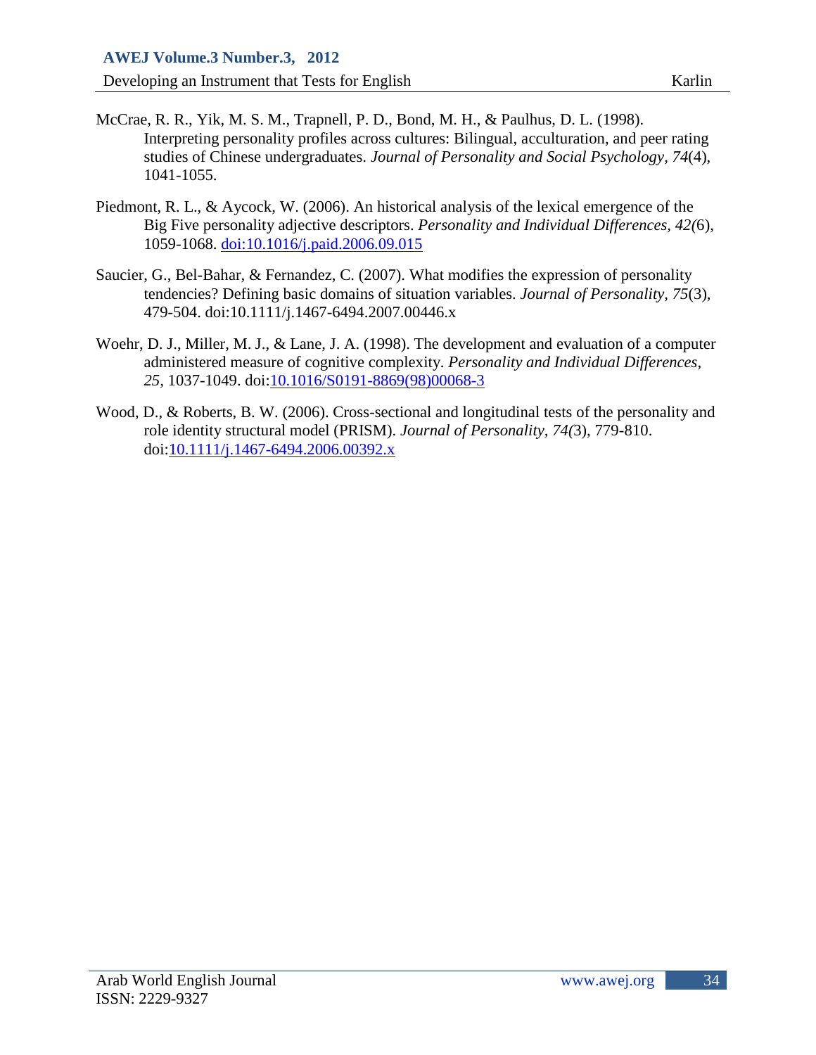McCrae, R. R., Yik, M. S. M., Trapnell, P. D., Bond, M. H., & Paulhus, D. L. (1998). Interpreting personality profiles across cultures: Bilingual, acculturation, and peer rating studies of Chinese undergraduates. *Journal of Personality and Social Psychology*, *74*(4), 1041-1055.

Piedmont, R. L., & Aycock, W. (2006). An historical analysis of the lexical emergence of the Big Five personality adjective descriptors. *Personality and Individual Differences, 42(*6), 1059-1068. doi:10.1016/j.paid.2006.09.015

Saucier, G., Bel-Bahar, & Fernandez, C. (2007). What modifies the expression of personality tendencies? Defining basic domains of situation variables. *Journal of Personality, 75*(3), 479-504. doi:10.1111/j.1467-6494.2007.00446.x

Woehr, D. J., Miller, M. J., & Lane, J. A. (1998). The development and evaluation of a computer administered measure of cognitive complexity. *Personality and Individual Differences, 25,* 1037-1049. doi:10.1016/S0191-8869(98)00068-3

Wood, D., & Roberts, B. W. (2006). Cross-sectional and longitudinal tests of the personality and role identity structural model (PRISM). *Journal of Personality, 74(*3), 779-810. doi:10.1111/j.1467-6494.2006.00392.x